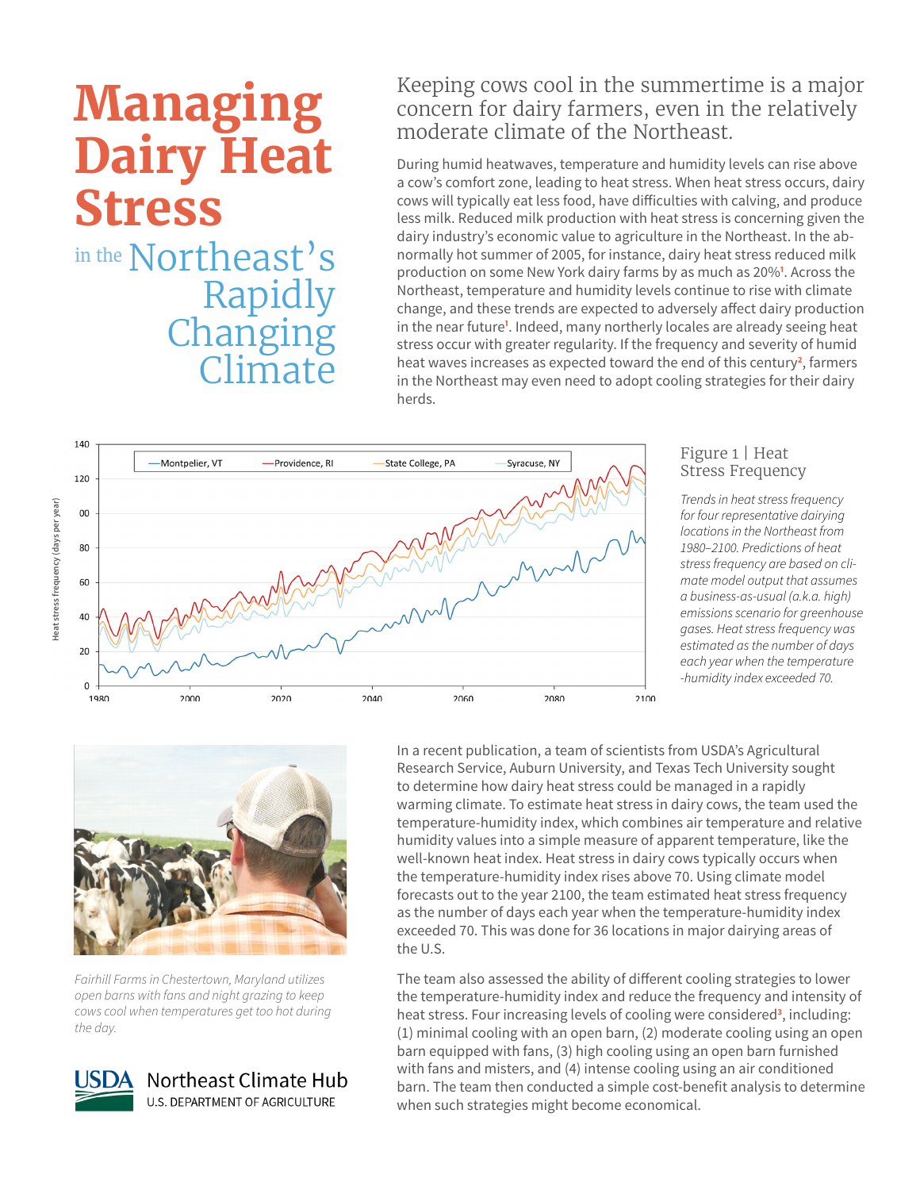᠎# Managing Dairy Heat Stress in the Northeast's Rapidly Changing Climate

## Keeping cows cool in the summertime is a major concern for dairy farmers, even in the relatively moderate climate of the Northeast.

During humid heatwaves, temperature and humidity levels can rise above a cow's comfort zone, leading to heat stress. When heat stress occurs, dairy cows will typically eat less food, have difficulties with calving, and produce less milk. Reduced milk production with heat stress is concerning given the dairy industry's economic value to agriculture in the Northeast. In the abnormally hot summer of 2005, for instance, dairy heat stress reduced milk production on some New York dairy farms by as much as 20%[1]. Across the Northeast, temperature and humidity levels continue to rise with climate change, and these trends are expected to adversely affect dairy production in the near future[1]. Indeed, many northerly locales are already seeing heat stress occur with greater regularity. If the frequency and severity of humid heat waves increases as expected toward the end of this century[2], farmers in the Northeast may even need to adopt cooling strategies for their dairy herds.

Figure 1 | Heat Stress Frequency

*Trends in heat stress frequency for four representative dairying locations in the Northeast from 1980–2100. Predictions of heat stress frequency are based on climate model output that assumes a business-as-usual (a.k.a. high) emissions scenario for greenhouse gases. Heat stress frequency was estimated as the number of days each year when the temperature-humidity index exceeded 70.*

*Fairhill Farms in Chestertown, Maryland utilizes open barns with fans and night grazing to keep cows cool when temperatures get too hot during the day.*

In a recent publication, a team of scientists from USDA's Agricultural Research Service, Auburn University, and Texas Tech University sought to determine how dairy heat stress could be managed in a rapidly warming climate. To estimate heat stress in dairy cows, the team used the temperature-humidity index, which combines air temperature and relative humidity values into a simple measure of apparent temperature, like the well-known heat index. Heat stress in dairy cows typically occurs when the temperature-humidity index rises above 70. Using climate model forecasts out to the year 2100, the team estimated heat stress frequency as the number of days each year when the temperature-humidity index exceeded 70. This was done for 36 locations in major dairying areas of the U.S.

The team also assessed the ability of different cooling strategies to lower the temperature-humidity index and reduce the frequency and intensity of heat stress. Four increasing levels of cooling were considered[3], including: (1) minimal cooling with an open barn, (2) moderate cooling using an open barn equipped with fans, (3) high cooling using an open barn furnished with fans and misters, and (4) intense cooling using an air conditioned barn. The team then conducted a simple cost-benefit analysis to determine when such strategies might become economical.

USDA Northeast Climate Hub
U.S. DEPARTMENT OF AGRICULTURE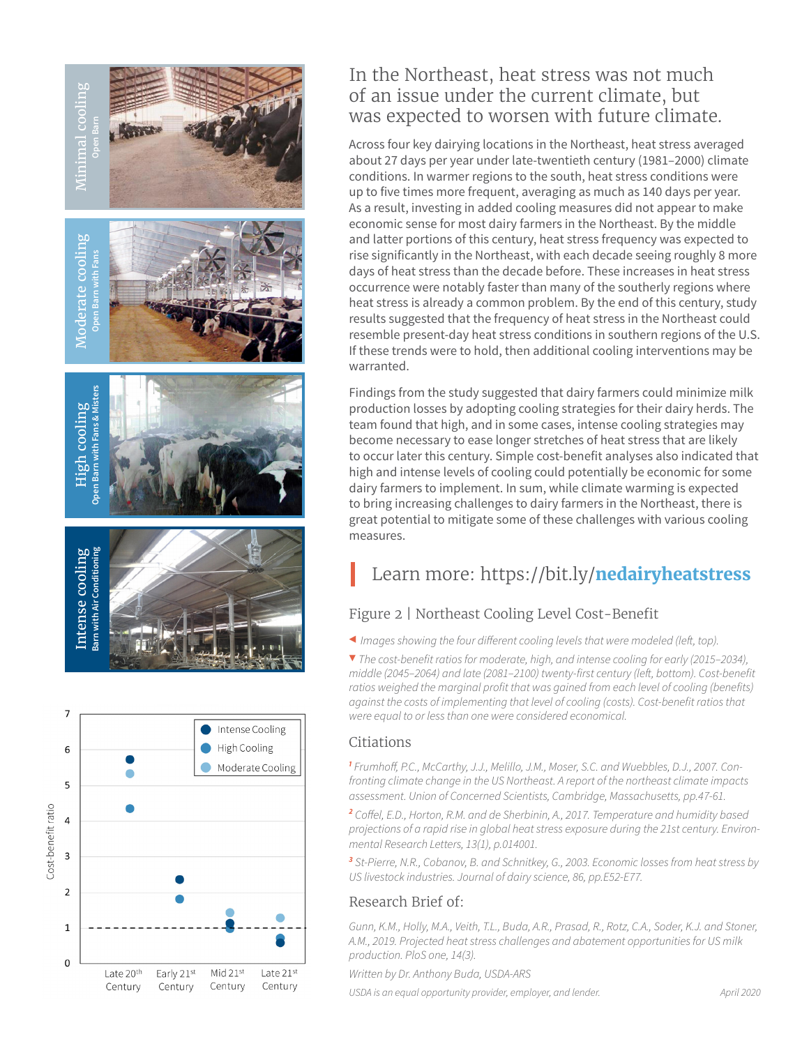Minimal cooling
Open Barn

Moderate cooling
Open Barn with Fans

High cooling
Open Barn with Fans & Misters

Intense cooling
Barn with Air Conditioning

Cost-benefit ratio

7
6
5
4
3
2
1
0

Intense Cooling
High Cooling
Moderate Cooling

Late 20th Century
Early 21st Century
Mid 21st Century
Late 21st Century

## In the Northeast, heat stress was not much of an issue under the current climate, but was expected to worsen with future climate.

Across four key dairying locations in the Northeast, heat stress averaged about 27 days per year under late-twentieth century (1981–2000) climate conditions. In warmer regions to the south, heat stress conditions were up to five times more frequent, averaging as much as 140 days per year. As a result, investing in added cooling measures did not appear to make economic sense for most dairy farmers in the Northeast. By the middle and latter portions of this century, heat stress frequency was expected to rise significantly in the Northeast, with each decade seeing roughly 8 more days of heat stress than the decade before. These increases in heat stress occurrence were notably faster than many of the southerly regions where heat stress is already a common problem. By the end of this century, study results suggested that the frequency of heat stress in the Northeast could resemble present-day heat stress conditions in southern regions of the U.S. If these trends were to hold, then additional cooling interventions may be warranted.

Findings from the study suggested that dairy farmers could minimize milk production losses by adopting cooling strategies for their dairy herds. The team found that high, and in some cases, intense cooling strategies may become necessary to ease longer stretches of heat stress that are likely to occur later this century. Simple cost-benefit analyses also indicated that high and intense levels of cooling could potentially be economic for some dairy farmers to implement. In sum, while climate warming is expected to bring increasing challenges to dairy farmers in the Northeast, there is great potential to mitigate some of these challenges with various cooling measures.

## Learn more: https://bit.ly/**nedairyheatstress**

### Figure 2 | Northeast Cooling Level Cost-Benefit

◀ *Images showing the four different cooling levels that were modeled (left, top).*

▼ *The cost-benefit ratios for moderate, high, and intense cooling for early (2015–2034), middle (2045–2064) and late (2081–2100) twenty-first century (left, bottom). Cost-benefit ratios weighed the marginal profit that was gained from each level of cooling (benefits) against the costs of implementing that level of cooling (costs). Cost-benefit ratios that were equal to or less than one were considered economical.*

### Citations

[1] *Frumhoff, P.C., McCarthy, J.J., Melillo, J.M., Moser, S.C. and Wuebbles, D.J., 2007. Confronting climate change in the US Northeast. A report of the northeast climate impacts assessment. Union of Concerned Scientists, Cambridge, Massachusetts, pp.47-61.*

[2] *Coffel, E.D., Horton, R.M. and de Sherbinin, A., 2017. Temperature and humidity based projections of a rapid rise in global heat stress exposure during the 21st century. Environmental Research Letters, 13(1), p.014001.*

[3] *St-Pierre, N.R., Cobanov, B. and Schnitkey, G., 2003. Economic losses from heat stress by US livestock industries. Journal of dairy science, 86, pp.E52-E77.*

### Research Brief of:

*Gunn, K.M., Holly, M.A., Veith, T.L., Buda, A.R., Prasad, R., Rotz, C.A., Soder, K.J. and Stoner, A.M., 2019. Projected heat stress challenges and abatement opportunities for US milk production. PloS one, 14(3).*

*Written by Dr. Anthony Buda, USDA-ARS*

*USDA is an equal opportunity provider, employer, and lender.*

*April 2020*